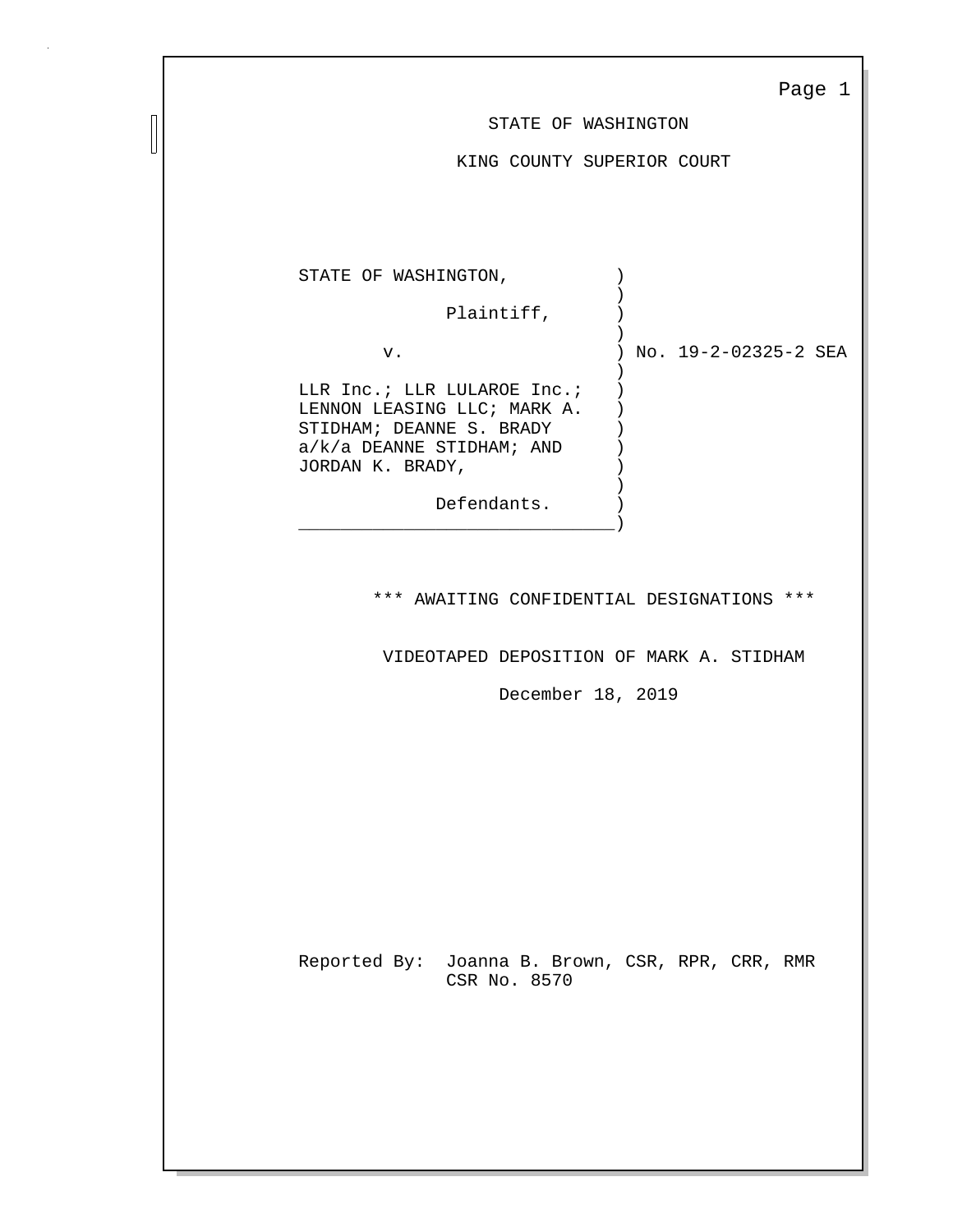STATE OF WASHINGTON

KING COUNTY SUPERIOR COURT

```
STATE OF WASHINGTON,           )
                               )
              Plaintiff,       )
                               )
       v.                      ) No. 19-2-02325-2 SEA
                               )
LLR Inc.; LLR LULAROE Inc.;    )
LENNON LEASING LLC; MARK A.    )
STIDHAM; DEANNE S. BRADY       )
a/k/a DEANNE STIDHAM; AND      )
JORDAN K. BRADY,               )
                               )
             Defendants.       )
_______________________________)
```

*** AWAITING CONFIDENTIAL DESIGNATIONS ***

VIDEOTAPED DEPOSITION OF MARK A. STIDHAM

December 18, 2019

Reported By: Joanna B. Brown, CSR, RPR, CRR, RMR
CSR No. 8570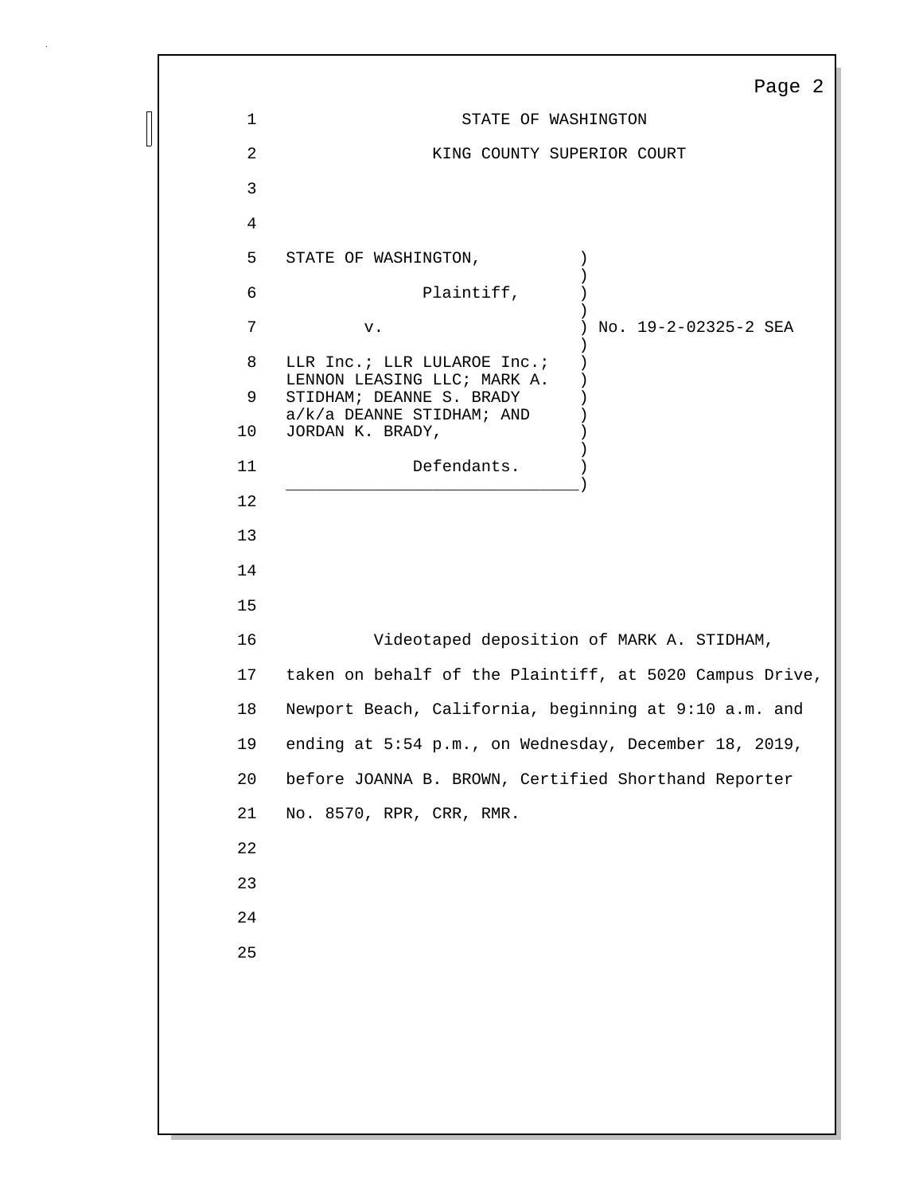STATE OF WASHINGTON

KING COUNTY SUPERIOR COURT

| | |
|---|---|
| STATE OF WASHINGTON,<br><br>Plaintiff,<br><br>v.<br><br>LLR Inc.; LLR LULAROE Inc.; LENNON LEASING LLC; MARK A. STIDHAM; DEANNE S. BRADY a/k/a DEANNE STIDHAM; AND JORDAN K. BRADY,<br><br>Defendants. | No. 19-2-02325-2 SEA |

Videotaped deposition of MARK A. STIDHAM, taken on behalf of the Plaintiff, at 5020 Campus Drive, Newport Beach, California, beginning at 9:10 a.m. and ending at 5:54 p.m., on Wednesday, December 18, 2019, before JOANNA B. BROWN, Certified Shorthand Reporter No. 8570, RPR, CRR, RMR.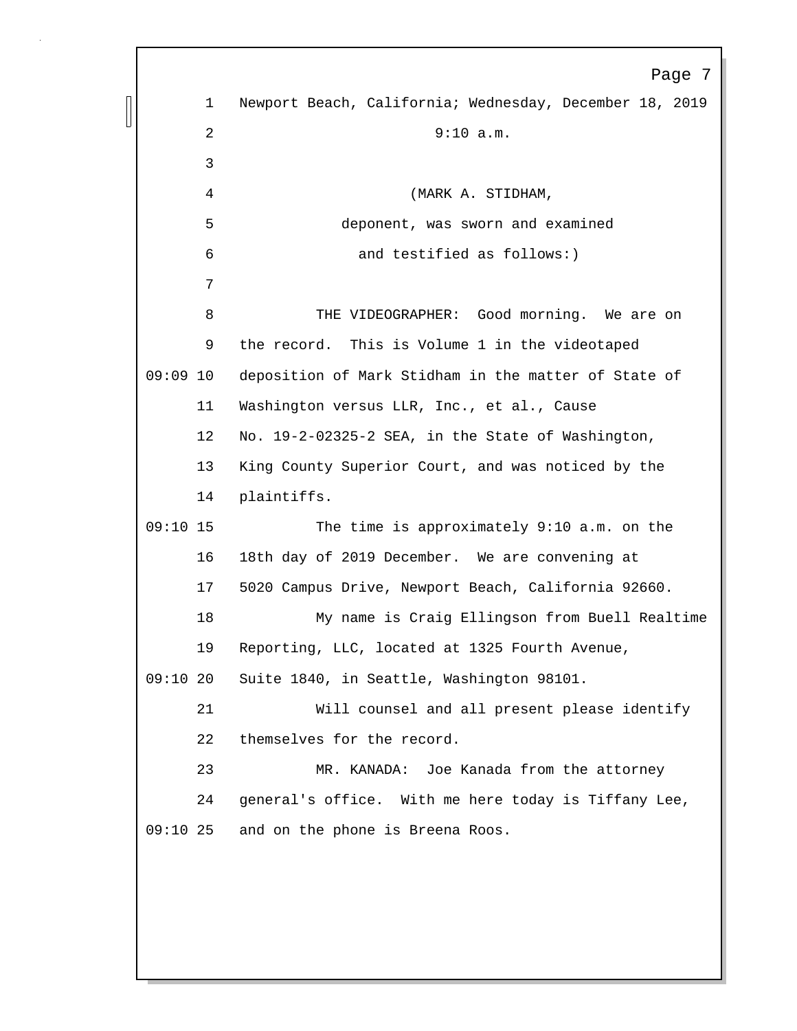Newport Beach, California; Wednesday, December 18, 2019

9:10 a.m.

(MARK A. STIDHAM,
deponent, was sworn and examined
and testified as follows:)

THE VIDEOGRAPHER: Good morning. We are on the record. This is Volume 1 in the videotaped deposition of Mark Stidham in the matter of State of Washington versus LLR, Inc., et al., Cause No. 19-2-02325-2 SEA, in the State of Washington, King County Superior Court, and was noticed by the plaintiffs.

The time is approximately 9:10 a.m. on the 18th day of 2019 December. We are convening at 5020 Campus Drive, Newport Beach, California 92660.

My name is Craig Ellingson from Buell Realtime Reporting, LLC, located at 1325 Fourth Avenue, Suite 1840, in Seattle, Washington 98101.

Will counsel and all present please identify themselves for the record.

MR. KANADA: Joe Kanada from the attorney general's office. With me here today is Tiffany Lee, and on the phone is Breena Roos.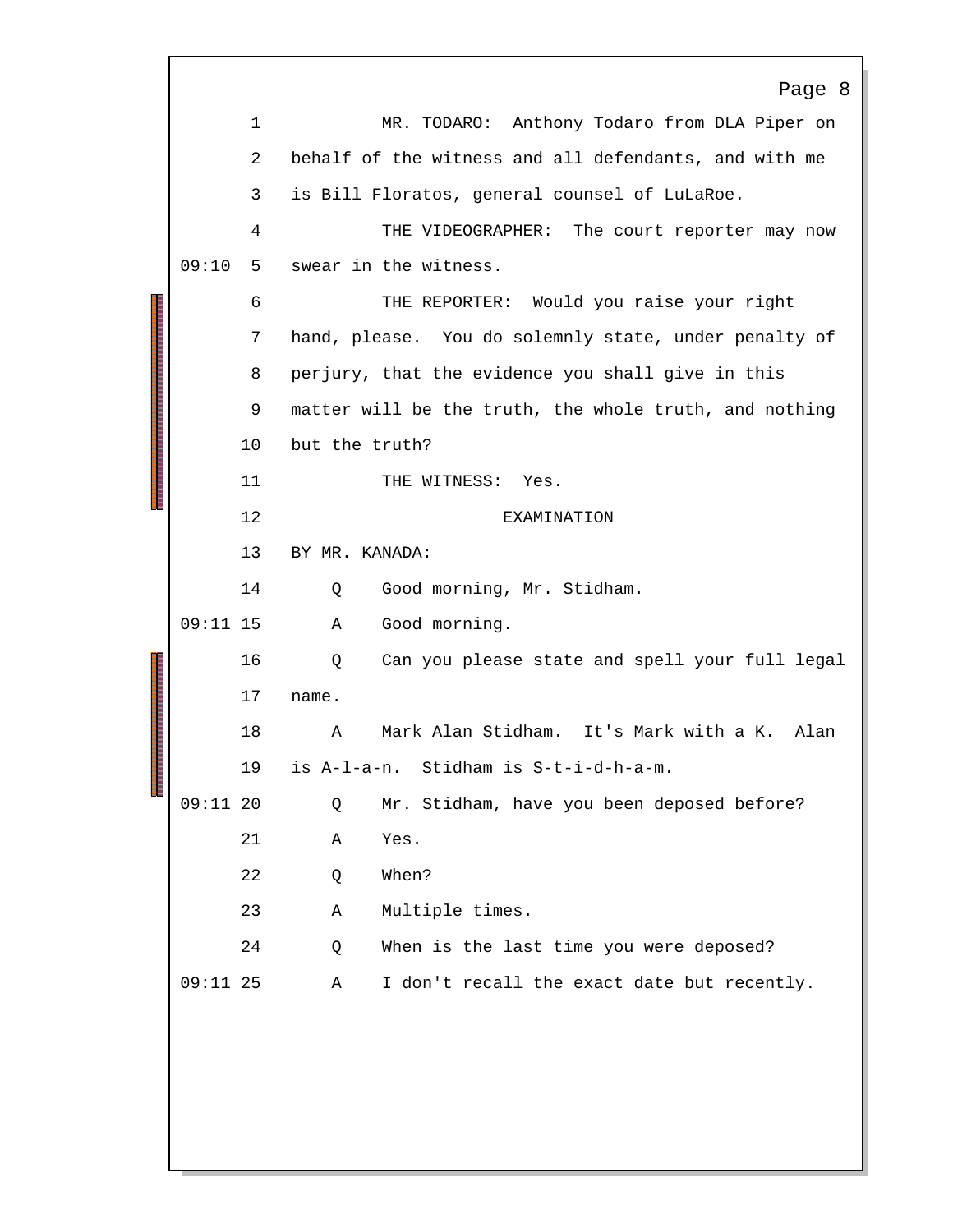1 MR. TODARO: Anthony Todaro from DLA Piper on

2 behalf of the witness and all defendants, and with me

3 is Bill Floratos, general counsel of LuLaRoe.

4 THE VIDEOGRAPHER: The court reporter may now

09:10 5 swear in the witness.

6 THE REPORTER: Would you raise your right

7 hand, please. You do solemnly state, under penalty of

8 perjury, that the evidence you shall give in this

9 matter will be the truth, the whole truth, and nothing

10 but the truth?

11 THE WITNESS: Yes.

12 EXAMINATION

13 BY MR. KANADA:

14 Q Good morning, Mr. Stidham.

09:11 15 A Good morning.

16 Q Can you please state and spell your full legal

17 name.

18 A Mark Alan Stidham. It's Mark with a K. Alan

19 is A-l-a-n. Stidham is S-t-i-d-h-a-m.

09:11 20 Q Mr. Stidham, have you been deposed before?

21 A Yes.

22 Q When?

23 A Multiple times.

24 Q When is the last time you were deposed?

09:11 25 A I don't recall the exact date but recently.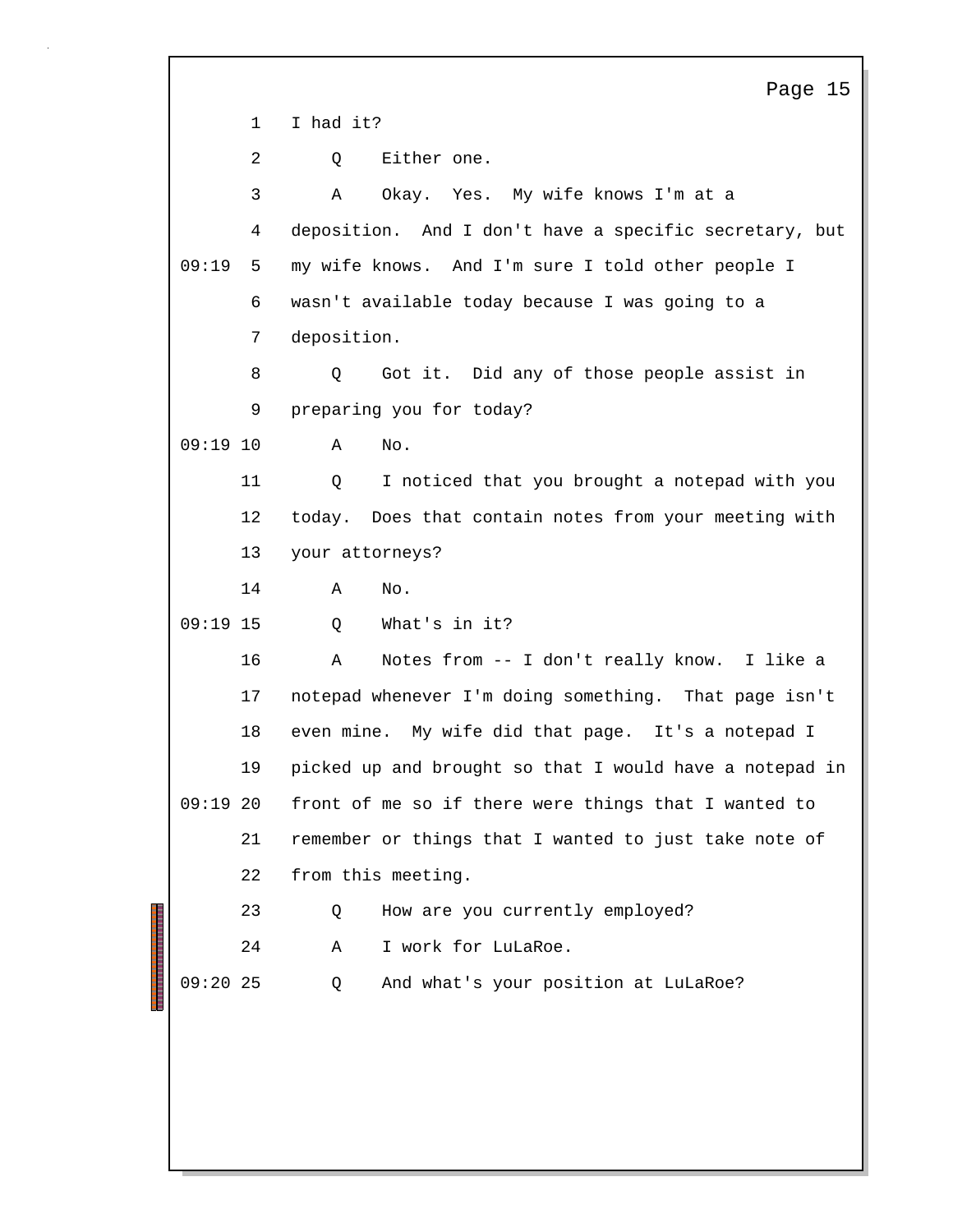1 I had it?

2 Q Either one.

3 A Okay. Yes. My wife knows I'm at a

4 deposition. And I don't have a specific secretary, but

09:19 5 my wife knows. And I'm sure I told other people I

6 wasn't available today because I was going to a

7 deposition.

8 Q Got it. Did any of those people assist in

9 preparing you for today?

09:19 10 A No.

11 Q I noticed that you brought a notepad with you

12 today. Does that contain notes from your meeting with

13 your attorneys?

14 A No.

09:19 15 Q What's in it?

16 A Notes from -- I don't really know. I like a

17 notepad whenever I'm doing something. That page isn't

18 even mine. My wife did that page. It's a notepad I

19 picked up and brought so that I would have a notepad in

09:19 20 front of me so if there were things that I wanted to

21 remember or things that I wanted to just take note of

22 from this meeting.

23 Q How are you currently employed?

24 A I work for LuLaRoe.

09:20 25 Q And what's your position at LuLaRoe?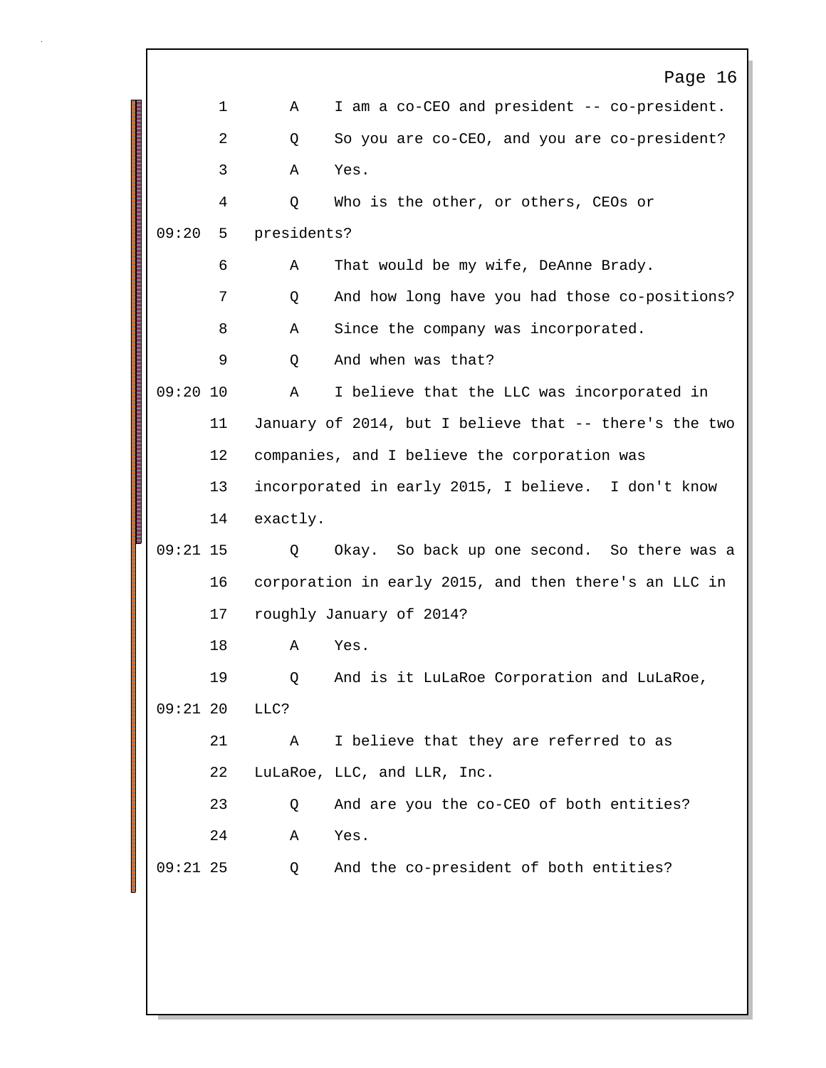1 A I am a co-CEO and president -- co-president.

2 Q So you are co-CEO, and you are co-president?

3 A Yes.

4 Q Who is the other, or others, CEOs or

09:20 5 presidents?

6 A That would be my wife, DeAnne Brady.

7 Q And how long have you had those co-positions?

8 A Since the company was incorporated.

9 Q And when was that?

09:20 10 A I believe that the LLC was incorporated in

11 January of 2014, but I believe that -- there's the two

12 companies, and I believe the corporation was

13 incorporated in early 2015, I believe. I don't know

14 exactly.

09:21 15 Q Okay. So back up one second. So there was a

16 corporation in early 2015, and then there's an LLC in

17 roughly January of 2014?

18 A Yes.

19 Q And is it LuLaRoe Corporation and LuLaRoe,

09:21 20 LLC?

21 A I believe that they are referred to as

22 LuLaRoe, LLC, and LLR, Inc.

23 Q And are you the co-CEO of both entities?

24 A Yes.

09:21 25 Q And the co-president of both entities?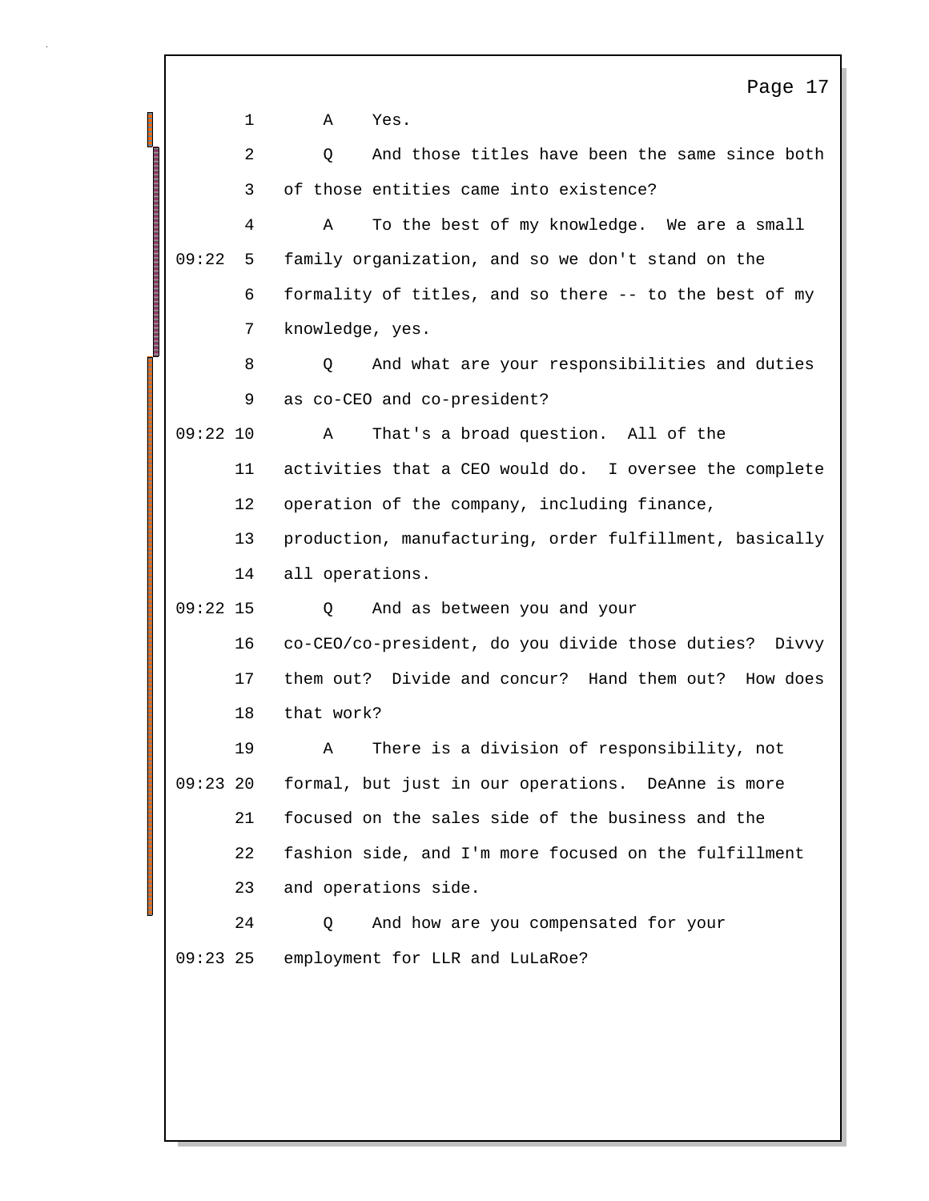1 A Yes.

2 Q And those titles have been the same since both

3 of those entities came into existence?

4 A To the best of my knowledge. We are a small

09:22 5 family organization, and so we don't stand on the

6 formality of titles, and so there -- to the best of my

7 knowledge, yes.

8 Q And what are your responsibilities and duties

9 as co-CEO and co-president?

09:22 10 A That's a broad question. All of the

11 activities that a CEO would do. I oversee the complete

12 operation of the company, including finance,

13 production, manufacturing, order fulfillment, basically

14 all operations.

09:22 15 Q And as between you and your

16 co-CEO/co-president, do you divide those duties? Divvy

17 them out? Divide and concur? Hand them out? How does

18 that work?

19 A There is a division of responsibility, not

09:23 20 formal, but just in our operations. DeAnne is more

21 focused on the sales side of the business and the

22 fashion side, and I'm more focused on the fulfillment

23 and operations side.

24 Q And how are you compensated for your

09:23 25 employment for LLR and LuLaRoe?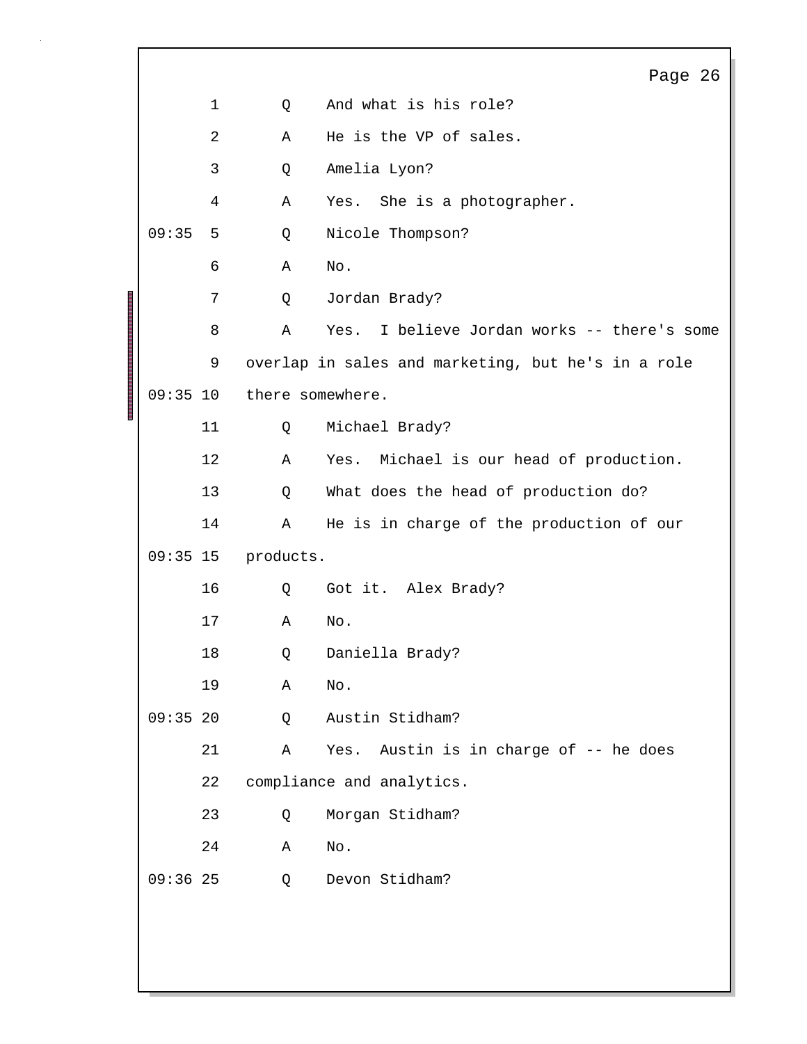1 Q And what is his role?

2 A He is the VP of sales.

3 Q Amelia Lyon?

4 A Yes. She is a photographer.

09:35 5 Q Nicole Thompson?

6 A No.

7 Q Jordan Brady?

8 A Yes. I believe Jordan works -- there's some

9 overlap in sales and marketing, but he's in a role

09:35 10 there somewhere.

11 Q Michael Brady?

12 A Yes. Michael is our head of production.

13 Q What does the head of production do?

14 A He is in charge of the production of our

09:35 15 products.

16 Q Got it. Alex Brady?

17 A No.

18 Q Daniella Brady?

19 A No.

09:35 20 Q Austin Stidham?

21 A Yes. Austin is in charge of -- he does

22 compliance and analytics.

23 Q Morgan Stidham?

24 A No.

09:36 25 Q Devon Stidham?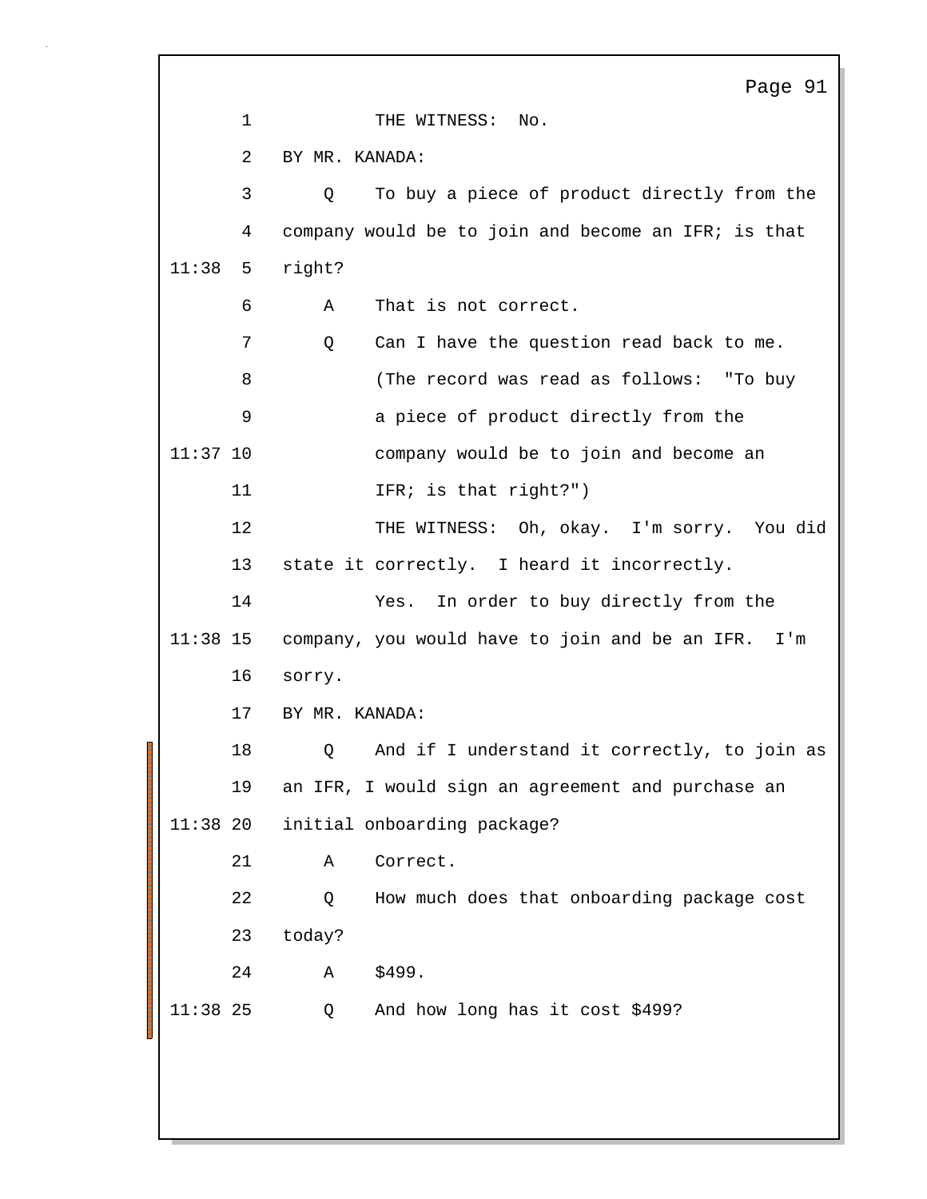THE WITNESS: No.

BY MR. KANADA:

Q To buy a piece of product directly from the company would be to join and become an IFR; is that right?

A That is not correct.

Q Can I have the question read back to me.

(The record was read as follows: "To buy a piece of product directly from the company would be to join and become an IFR; is that right?")

THE WITNESS: Oh, okay. I'm sorry. You did state it correctly. I heard it incorrectly.

Yes. In order to buy directly from the company, you would have to join and be an IFR. I'm sorry.

BY MR. KANADA:

Q And if I understand it correctly, to join as an IFR, I would sign an agreement and purchase an initial onboarding package?

A Correct.

Q How much does that onboarding package cost today?

A $499.

Q And how long has it cost $499?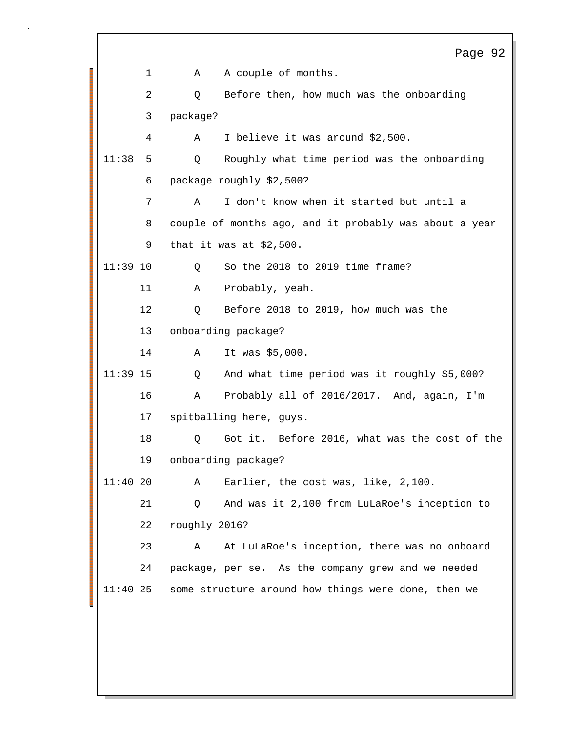1 A A couple of months.

2 Q Before then, how much was the onboarding

3 package?

4 A I believe it was around $2,500.

11:38 5 Q Roughly what time period was the onboarding

6 package roughly $2,500?

7 A I don't know when it started but until a

8 couple of months ago, and it probably was about a year

9 that it was at $2,500.

11:39 10 Q So the 2018 to 2019 time frame?

11 A Probably, yeah.

12 Q Before 2018 to 2019, how much was the

13 onboarding package?

14 A It was $5,000.

11:39 15 Q And what time period was it roughly $5,000?

16 A Probably all of 2016/2017. And, again, I'm

17 spitballing here, guys.

18 Q Got it. Before 2016, what was the cost of the

19 onboarding package?

11:40 20 A Earlier, the cost was, like, 2,100.

21 Q And was it 2,100 from LuLaRoe's inception to

22 roughly 2016?

23 A At LuLaRoe's inception, there was no onboard

24 package, per se. As the company grew and we needed

11:40 25 some structure around how things were done, then we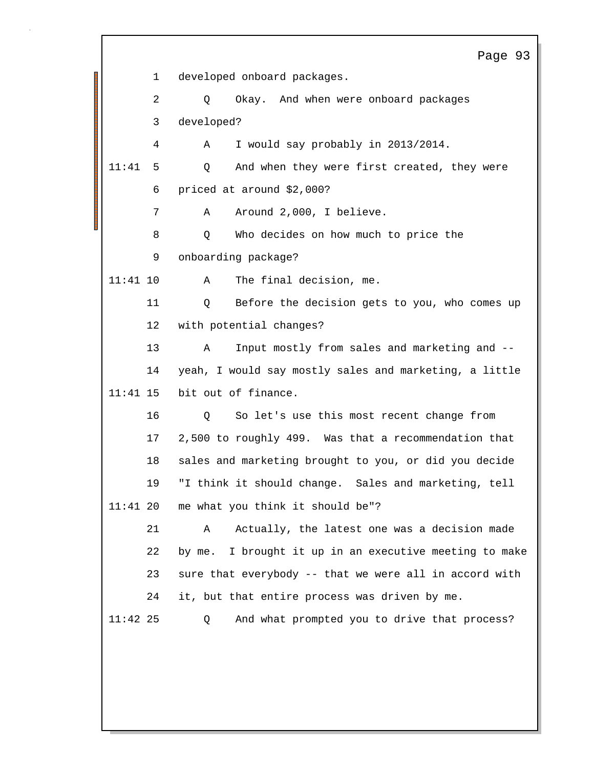1 developed onboard packages.

2 Q Okay. And when were onboard packages

3 developed?

4 A I would say probably in 2013/2014.

11:41 5 Q And when they were first created, they were

6 priced at around $2,000?

7 A Around 2,000, I believe.

8 Q Who decides on how much to price the

9 onboarding package?

11:41 10 A The final decision, me.

11 Q Before the decision gets to you, who comes up

12 with potential changes?

13 A Input mostly from sales and marketing and --

14 yeah, I would say mostly sales and marketing, a little

11:41 15 bit out of finance.

16 Q So let's use this most recent change from

17 2,500 to roughly 499. Was that a recommendation that

18 sales and marketing brought to you, or did you decide

19 "I think it should change. Sales and marketing, tell

11:41 20 me what you think it should be"?

21 A Actually, the latest one was a decision made

22 by me. I brought it up in an executive meeting to make

23 sure that everybody -- that we were all in accord with

24 it, but that entire process was driven by me.

11:42 25 Q And what prompted you to drive that process?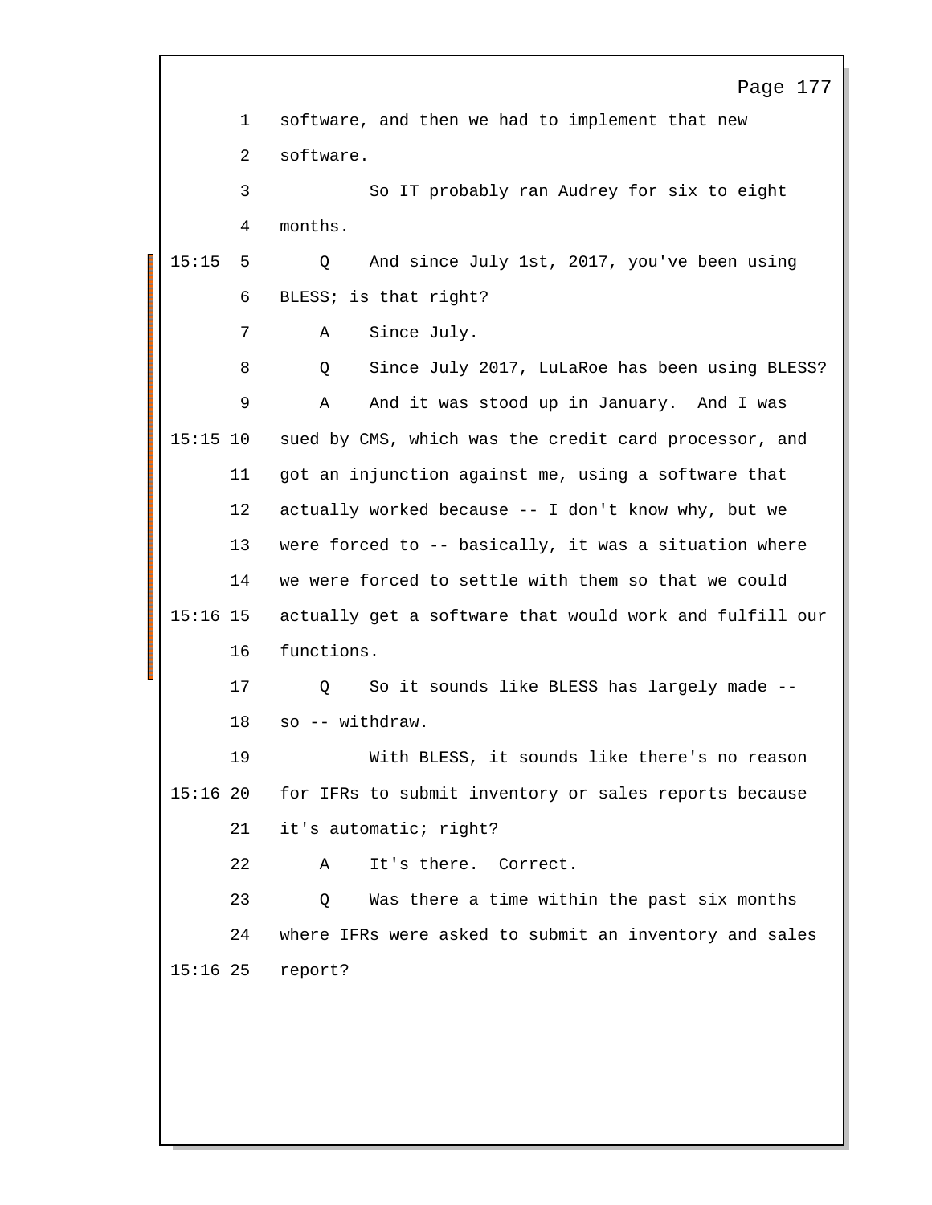software, and then we had to implement that new software.

So IT probably ran Audrey for six to eight months.

Q And since July 1st, 2017, you've been using BLESS; is that right?

A Since July.

Q Since July 2017, LuLaRoe has been using BLESS?

A And it was stood up in January. And I was sued by CMS, which was the credit card processor, and got an injunction against me, using a software that actually worked because -- I don't know why, but we were forced to -- basically, it was a situation where we were forced to settle with them so that we could actually get a software that would work and fulfill our functions.

Q So it sounds like BLESS has largely made -- so -- withdraw.

With BLESS, it sounds like there's no reason for IFRs to submit inventory or sales reports because it's automatic; right?

A It's there. Correct.

Q Was there a time within the past six months where IFRs were asked to submit an inventory and sales report?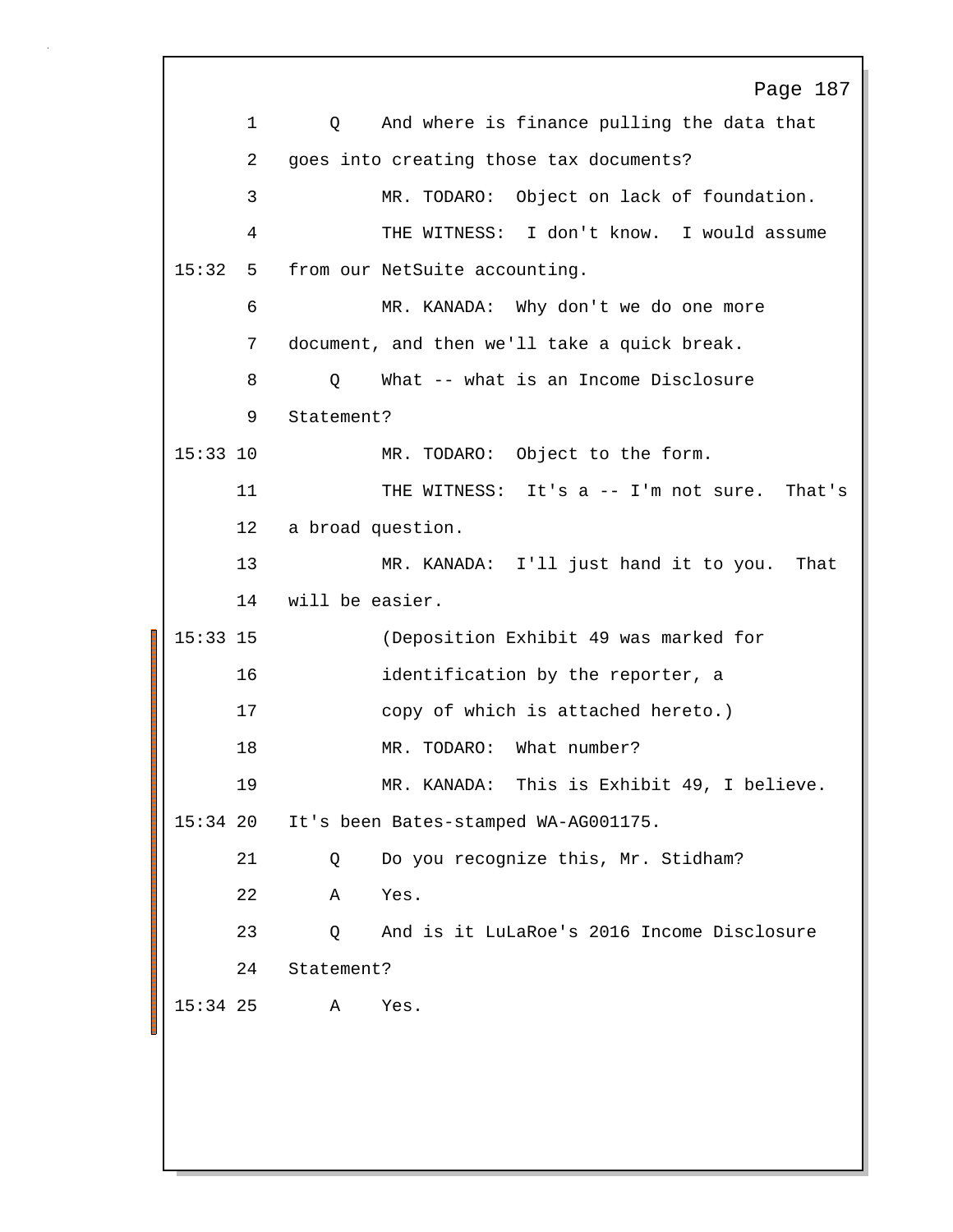1 Q And where is finance pulling the data that

2 goes into creating those tax documents?

3 MR. TODARO: Object on lack of foundation.

4 THE WITNESS: I don't know. I would assume

15:32 5 from our NetSuite accounting.

6 MR. KANADA: Why don't we do one more

7 document, and then we'll take a quick break.

8 Q What -- what is an Income Disclosure

9 Statement?

15:33 10 MR. TODARO: Object to the form.

11 THE WITNESS: It's a -- I'm not sure. That's

12 a broad question.

13 MR. KANADA: I'll just hand it to you. That

14 will be easier.

15:33 15 (Deposition Exhibit 49 was marked for

16 identification by the reporter, a

17 copy of which is attached hereto.)

18 MR. TODARO: What number?

19 MR. KANADA: This is Exhibit 49, I believe.

15:34 20 It's been Bates-stamped WA-AG001175.

21 Q Do you recognize this, Mr. Stidham?

22 A Yes.

23 Q And is it LuLaRoe's 2016 Income Disclosure

24 Statement?

15:34 25 A Yes.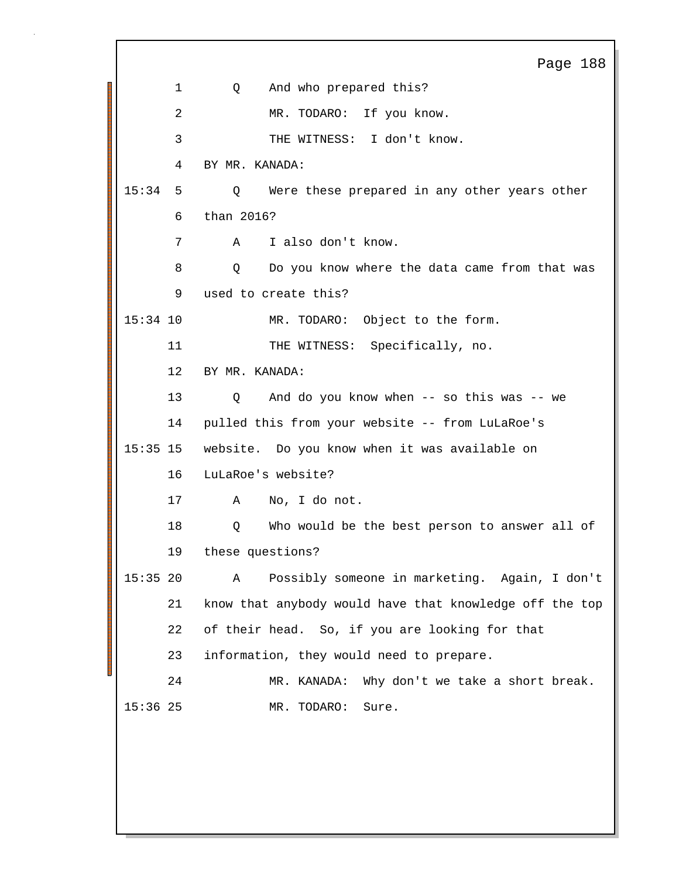1 Q And who prepared this?

2 MR. TODARO: If you know.

3 THE WITNESS: I don't know.

4 BY MR. KANADA:

15:34 5 Q Were these prepared in any other years other

6 than 2016?

7 A I also don't know.

8 Q Do you know where the data came from that was

9 used to create this?

15:34 10 MR. TODARO: Object to the form.

11 THE WITNESS: Specifically, no.

12 BY MR. KANADA:

13 Q And do you know when -- so this was -- we

14 pulled this from your website -- from LuLaRoe's

15:35 15 website. Do you know when it was available on

16 LuLaRoe's website?

17 A No, I do not.

18 Q Who would be the best person to answer all of

19 these questions?

15:35 20 A Possibly someone in marketing. Again, I don't

21 know that anybody would have that knowledge off the top

22 of their head. So, if you are looking for that

23 information, they would need to prepare.

24 MR. KANADA: Why don't we take a short break.

15:36 25 MR. TODARO: Sure.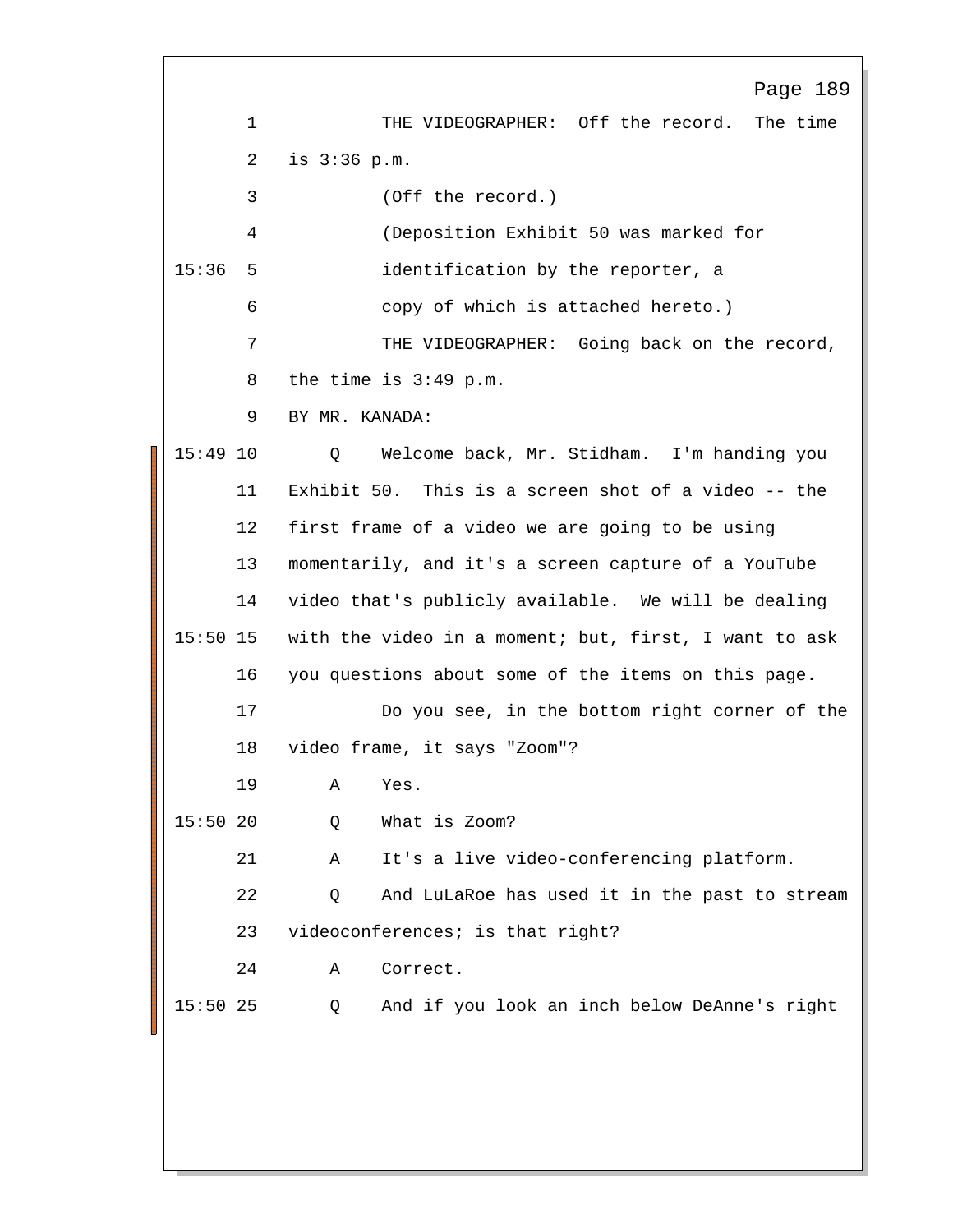THE VIDEOGRAPHER: Off the record. The time is 3:36 p.m.

(Off the record.)

(Deposition Exhibit 50 was marked for identification by the reporter, a copy of which is attached hereto.)

THE VIDEOGRAPHER: Going back on the record, the time is 3:49 p.m.

BY MR. KANADA:

Q Welcome back, Mr. Stidham. I'm handing you Exhibit 50. This is a screen shot of a video -- the first frame of a video we are going to be using momentarily, and it's a screen capture of a YouTube video that's publicly available. We will be dealing with the video in a moment; but, first, I want to ask you questions about some of the items on this page.

Do you see, in the bottom right corner of the video frame, it says "Zoom"?

A Yes.

Q What is Zoom?

A It's a live video-conferencing platform.

Q And LuLaRoe has used it in the past to stream videoconferences; is that right?

A Correct.

Q And if you look an inch below DeAnne's right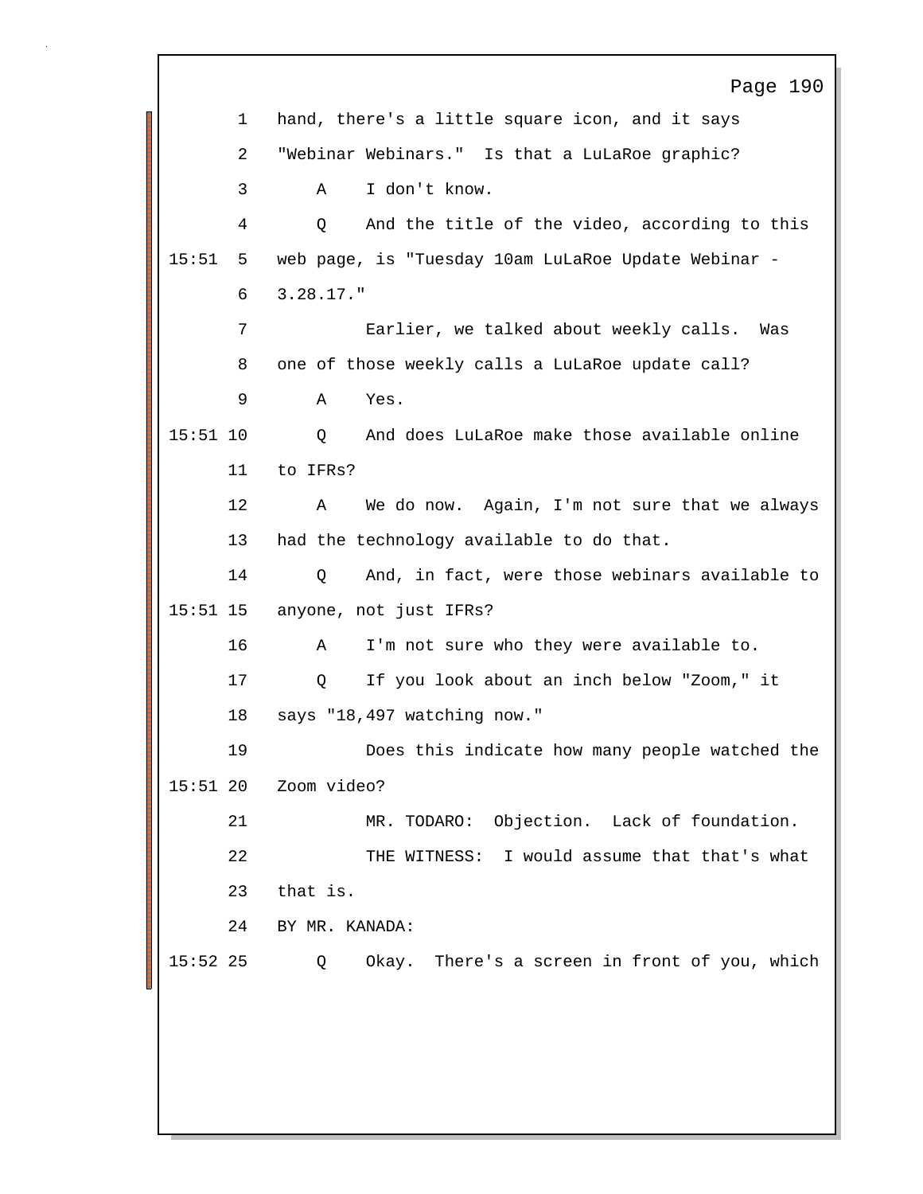hand, there's a little square icon, and it says "Webinar Webinars." Is that a LuLaRoe graphic?

A I don't know.

Q And the title of the video, according to this web page, is "Tuesday 10am LuLaRoe Update Webinar - 3.28.17."

Earlier, we talked about weekly calls. Was one of those weekly calls a LuLaRoe update call?

A Yes.

Q And does LuLaRoe make those available online to IFRs?

A We do now. Again, I'm not sure that we always had the technology available to do that.

Q And, in fact, were those webinars available to anyone, not just IFRs?

A I'm not sure who they were available to.

Q If you look about an inch below "Zoom," it says "18,497 watching now."

Does this indicate how many people watched the Zoom video?

MR. TODARO: Objection. Lack of foundation.

THE WITNESS: I would assume that that's what that is.

BY MR. KANADA:

Q Okay. There's a screen in front of you, which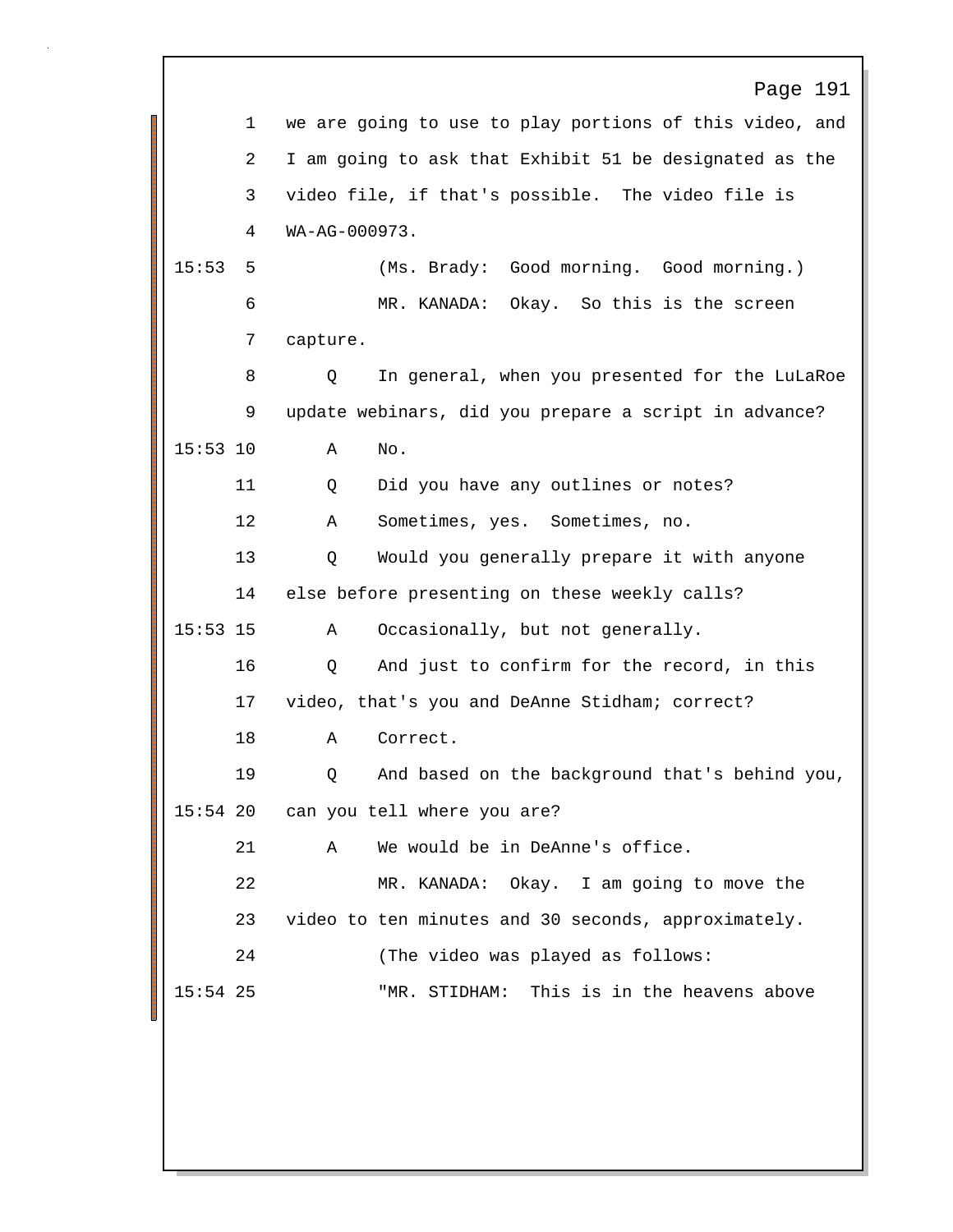1 we are going to use to play portions of this video, and
2 I am going to ask that Exhibit 51 be designated as the
3 video file, if that's possible. The video file is
4 WA-AG-000973.

15:53 5 (Ms. Brady: Good morning. Good morning.)
6 MR. KANADA: Okay. So this is the screen
7 capture.
8 Q In general, when you presented for the LuLaRoe
9 update webinars, did you prepare a script in advance?
15:53 10 A No.
11 Q Did you have any outlines or notes?
12 A Sometimes, yes. Sometimes, no.
13 Q Would you generally prepare it with anyone
14 else before presenting on these weekly calls?
15:53 15 A Occasionally, but not generally.
16 Q And just to confirm for the record, in this
17 video, that's you and DeAnne Stidham; correct?
18 A Correct.
19 Q And based on the background that's behind you,
15:54 20 can you tell where you are?
21 A We would be in DeAnne's office.
22 MR. KANADA: Okay. I am going to move the
23 video to ten minutes and 30 seconds, approximately.
24 (The video was played as follows:
15:54 25 "MR. STIDHAM: This is in the heavens above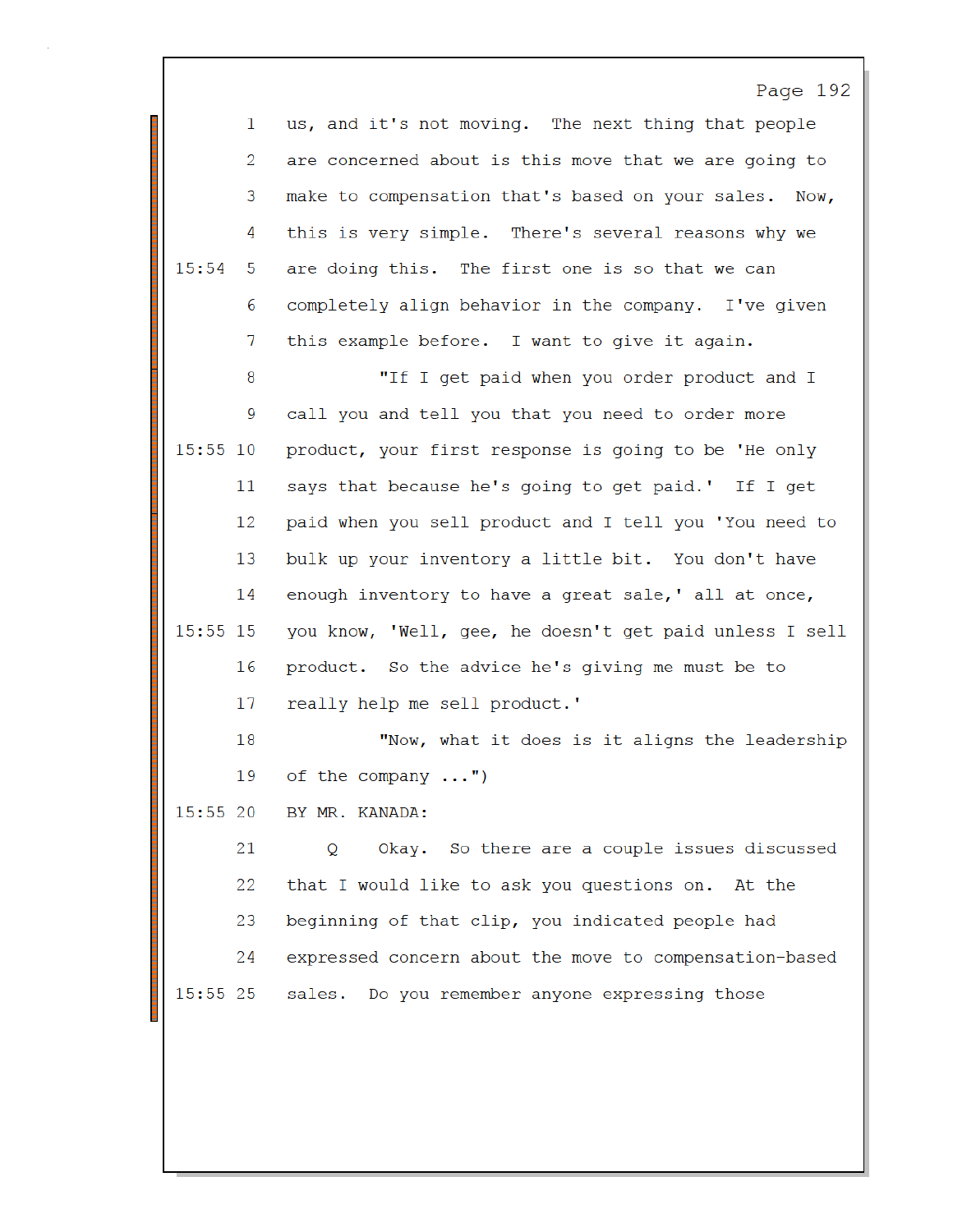1 us, and it's not moving. The next thing that people

2 are concerned about is this move that we are going to

3 make to compensation that's based on your sales. Now,

4 this is very simple. There's several reasons why we

15:54 5 are doing this. The first one is so that we can

6 completely align behavior in the company. I've given

7 this example before. I want to give it again.

8 "If I get paid when you order product and I

9 call you and tell you that you need to order more

15:55 10 product, your first response is going to be 'He only

11 says that because he's going to get paid.' If I get

12 paid when you sell product and I tell you 'You need to

13 bulk up your inventory a little bit. You don't have

14 enough inventory to have a great sale,' all at once,

15:55 15 you know, 'Well, gee, he doesn't get paid unless I sell

16 product. So the advice he's giving me must be to

17 really help me sell product.'

18 "Now, what it does is it aligns the leadership

19 of the company ...")

15:55 20 BY MR. KANADA:

21 Q Okay. So there are a couple issues discussed

22 that I would like to ask you questions on. At the

23 beginning of that clip, you indicated people had

24 expressed concern about the move to compensation-based

15:55 25 sales. Do you remember anyone expressing those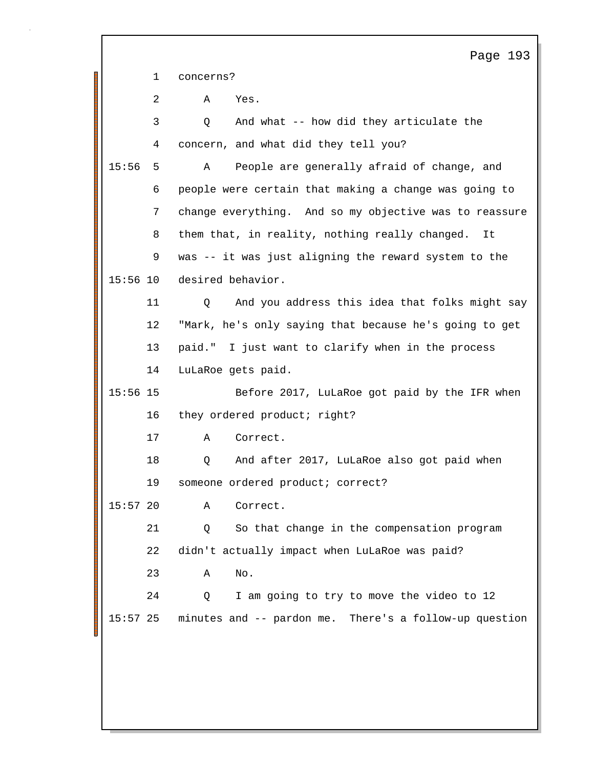1 concerns?

2 A Yes.

3 Q And what -- how did they articulate the

4 concern, and what did they tell you?

15:56 5 A People are generally afraid of change, and

6 people were certain that making a change was going to

7 change everything. And so my objective was to reassure

8 them that, in reality, nothing really changed. It

9 was -- it was just aligning the reward system to the

15:56 10 desired behavior.

11 Q And you address this idea that folks might say

12 "Mark, he's only saying that because he's going to get

13 paid." I just want to clarify when in the process

14 LuLaRoe gets paid.

15:56 15 Before 2017, LuLaRoe got paid by the IFR when

16 they ordered product; right?

17 A Correct.

18 Q And after 2017, LuLaRoe also got paid when

19 someone ordered product; correct?

15:57 20 A Correct.

21 Q So that change in the compensation program

22 didn't actually impact when LuLaRoe was paid?

23 A No.

24 Q I am going to try to move the video to 12

15:57 25 minutes and -- pardon me. There's a follow-up question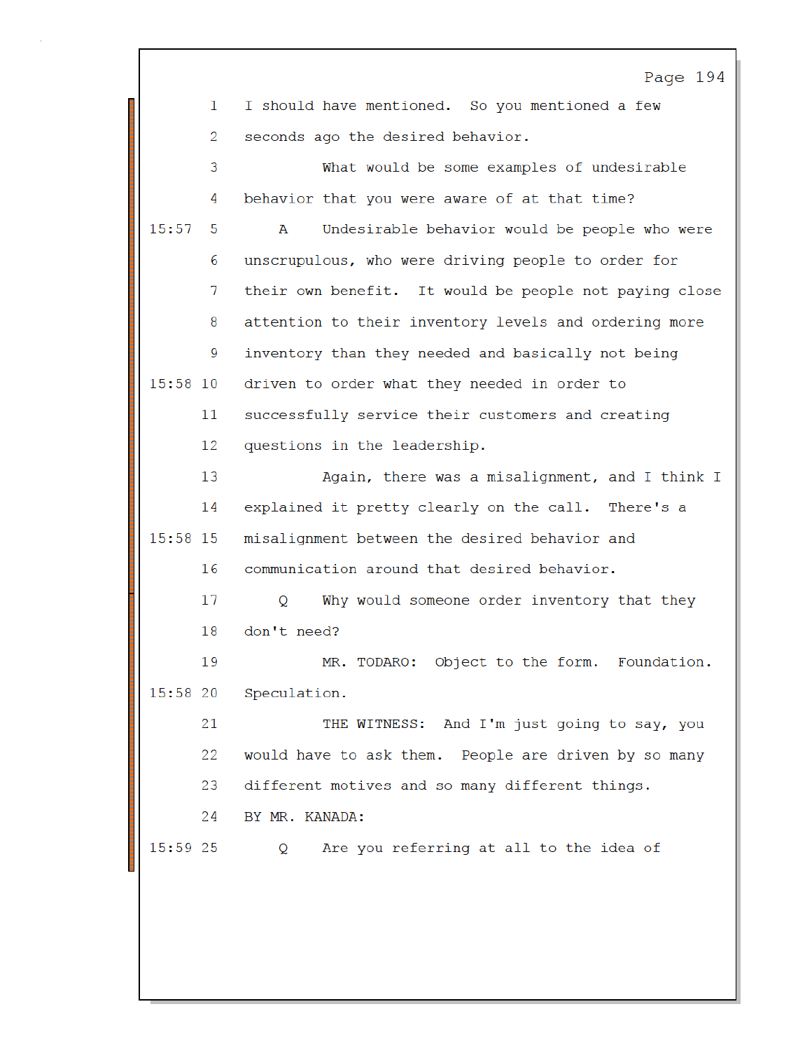1 I should have mentioned. So you mentioned a few

2 seconds ago the desired behavior.

3 What would be some examples of undesirable

4 behavior that you were aware of at that time?

15:57 5 A Undesirable behavior would be people who were

6 unscrupulous, who were driving people to order for

7 their own benefit. It would be people not paying close

8 attention to their inventory levels and ordering more

9 inventory than they needed and basically not being

15:58 10 driven to order what they needed in order to

11 successfully service their customers and creating

12 questions in the leadership.

13 Again, there was a misalignment, and I think I

14 explained it pretty clearly on the call. There's a

15:58 15 misalignment between the desired behavior and

16 communication around that desired behavior.

17 Q Why would someone order inventory that they

18 don't need?

19 MR. TODARO: Object to the form. Foundation.

15:58 20 Speculation.

21 THE WITNESS: And I'm just going to say, you

22 would have to ask them. People are driven by so many

23 different motives and so many different things.

24 BY MR. KANADA:

15:59 25 Q Are you referring at all to the idea of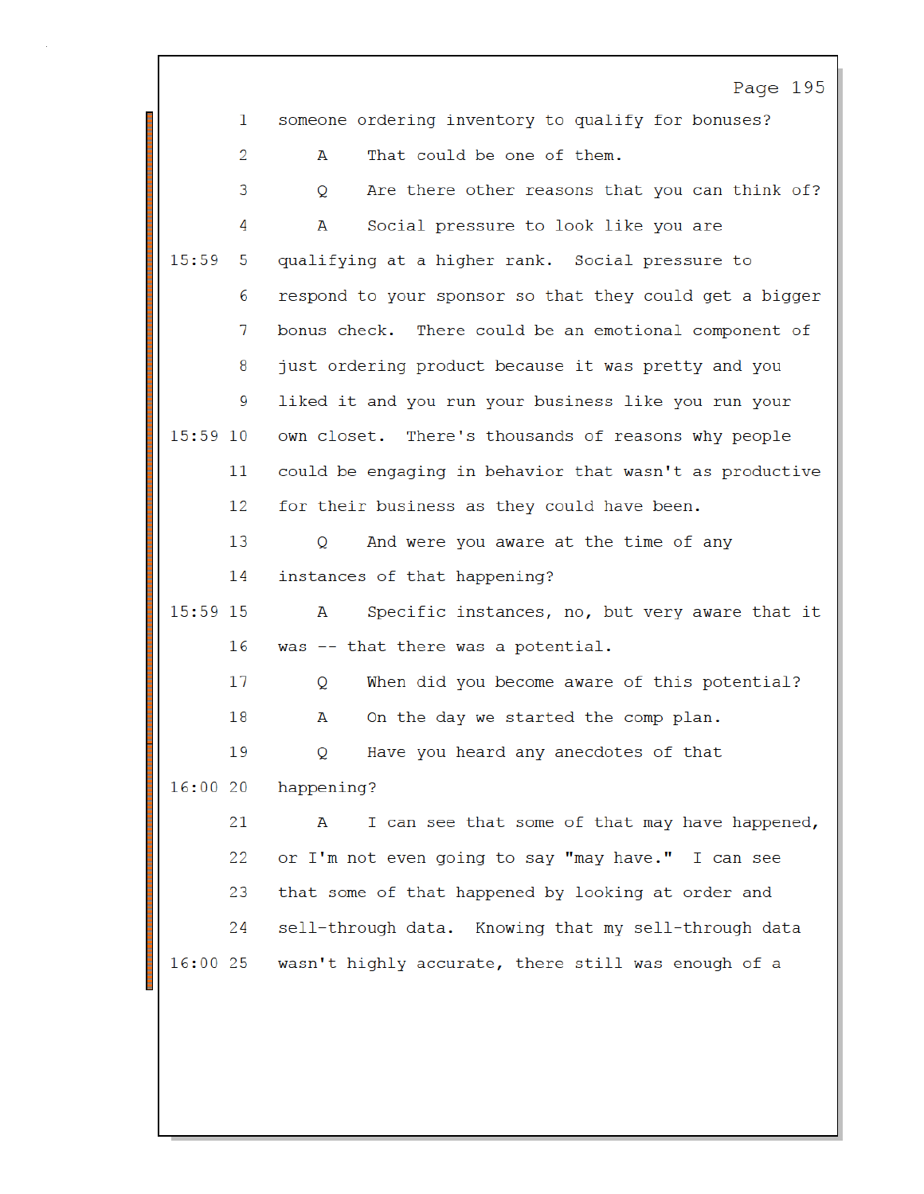1 someone ordering inventory to qualify for bonuses?

2 A That could be one of them.

3 Q Are there other reasons that you can think of?

4 A Social pressure to look like you are

15:59 5 qualifying at a higher rank. Social pressure to

6 respond to your sponsor so that they could get a bigger

7 bonus check. There could be an emotional component of

8 just ordering product because it was pretty and you

9 liked it and you run your business like you run your

15:59 10 own closet. There's thousands of reasons why people

11 could be engaging in behavior that wasn't as productive

12 for their business as they could have been.

13 Q And were you aware at the time of any

14 instances of that happening?

15:59 15 A Specific instances, no, but very aware that it

16 was -- that there was a potential.

17 Q When did you become aware of this potential?

18 A On the day we started the comp plan.

19 Q Have you heard any anecdotes of that

16:00 20 happening?

21 A I can see that some of that may have happened,

22 or I'm not even going to say "may have." I can see

23 that some of that happened by looking at order and

24 sell-through data. Knowing that my sell-through data

16:00 25 wasn't highly accurate, there still was enough of a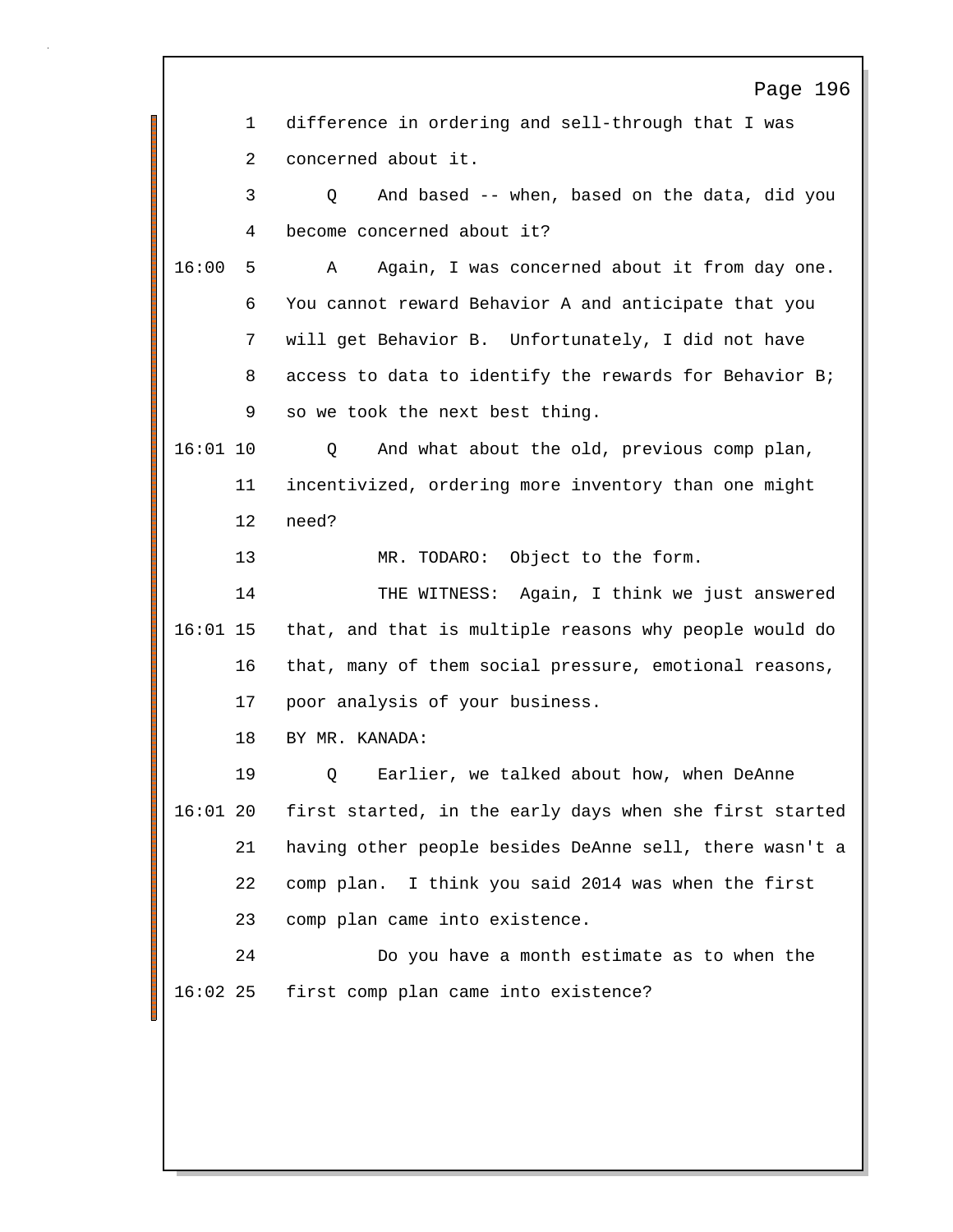1 difference in ordering and sell-through that I was
2 concerned about it.
3 Q And based -- when, based on the data, did you
4 become concerned about it?
16:00 5 A Again, I was concerned about it from day one.
6 You cannot reward Behavior A and anticipate that you
7 will get Behavior B. Unfortunately, I did not have
8 access to data to identify the rewards for Behavior B;
9 so we took the next best thing.
16:01 10 Q And what about the old, previous comp plan,
11 incentivized, ordering more inventory than one might
12 need?
13 MR. TODARO: Object to the form.
14 THE WITNESS: Again, I think we just answered
16:01 15 that, and that is multiple reasons why people would do
16 that, many of them social pressure, emotional reasons,
17 poor analysis of your business.
18 BY MR. KANADA:
19 Q Earlier, we talked about how, when DeAnne
16:01 20 first started, in the early days when she first started
21 having other people besides DeAnne sell, there wasn't a
22 comp plan. I think you said 2014 was when the first
23 comp plan came into existence.
24 Do you have a month estimate as to when the
16:02 25 first comp plan came into existence?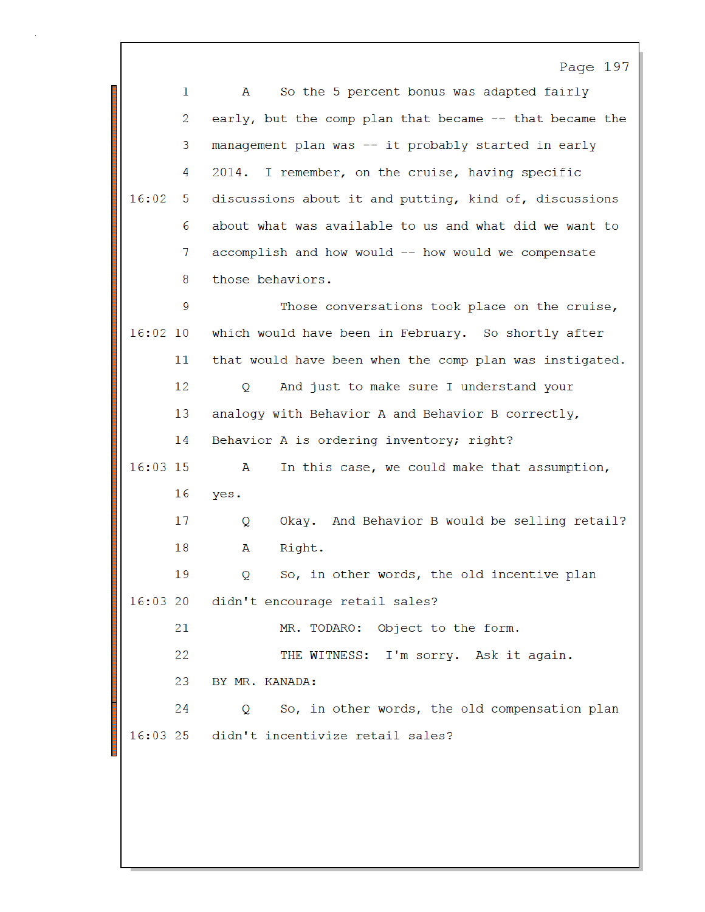1 A So the 5 percent bonus was adapted fairly

2 early, but the comp plan that became -- that became the

3 management plan was -- it probably started in early

4 2014. I remember, on the cruise, having specific

16:02 5 discussions about it and putting, kind of, discussions

6 about what was available to us and what did we want to

7 accomplish and how would -- how would we compensate

8 those behaviors.

9 Those conversations took place on the cruise,

16:02 10 which would have been in February. So shortly after

11 that would have been when the comp plan was instigated.

12 Q And just to make sure I understand your

13 analogy with Behavior A and Behavior B correctly,

14 Behavior A is ordering inventory; right?

16:03 15 A In this case, we could make that assumption,

16 yes.

17 Q Okay. And Behavior B would be selling retail?

18 A Right.

19 Q So, in other words, the old incentive plan

16:03 20 didn't encourage retail sales?

21 MR. TODARO: Object to the form.

22 THE WITNESS: I'm sorry. Ask it again.

23 BY MR. KANADA:

24 Q So, in other words, the old compensation plan

16:03 25 didn't incentivize retail sales?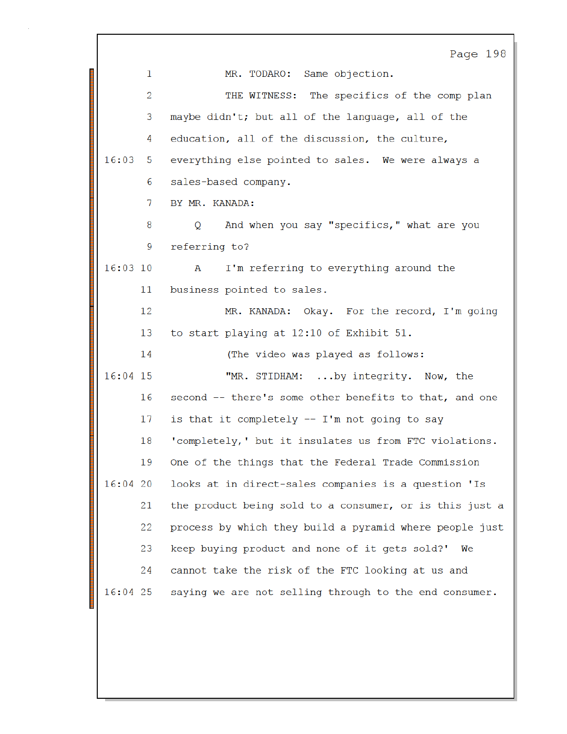1 MR. TODARO: Same objection.

2 THE WITNESS: The specifics of the comp plan

3 maybe didn't; but all of the language, all of the

4 education, all of the discussion, the culture,

16:03 5 everything else pointed to sales. We were always a

6 sales-based company.

7 BY MR. KANADA:

8 Q And when you say "specifics," what are you

9 referring to?

16:03 10 A I'm referring to everything around the

11 business pointed to sales.

12 MR. KANADA: Okay. For the record, I'm going

13 to start playing at 12:10 of Exhibit 51.

14 (The video was played as follows:

16:04 15 "MR. STIDHAM: ...by integrity. Now, the

16 second -- there's some other benefits to that, and one

17 is that it completely -- I'm not going to say

18 'completely,' but it insulates us from FTC violations.

19 One of the things that the Federal Trade Commission

16:04 20 looks at in direct-sales companies is a question 'Is

21 the product being sold to a consumer, or is this just a

22 process by which they build a pyramid where people just

23 keep buying product and none of it gets sold?' We

24 cannot take the risk of the FTC looking at us and

16:04 25 saying we are not selling through to the end consumer.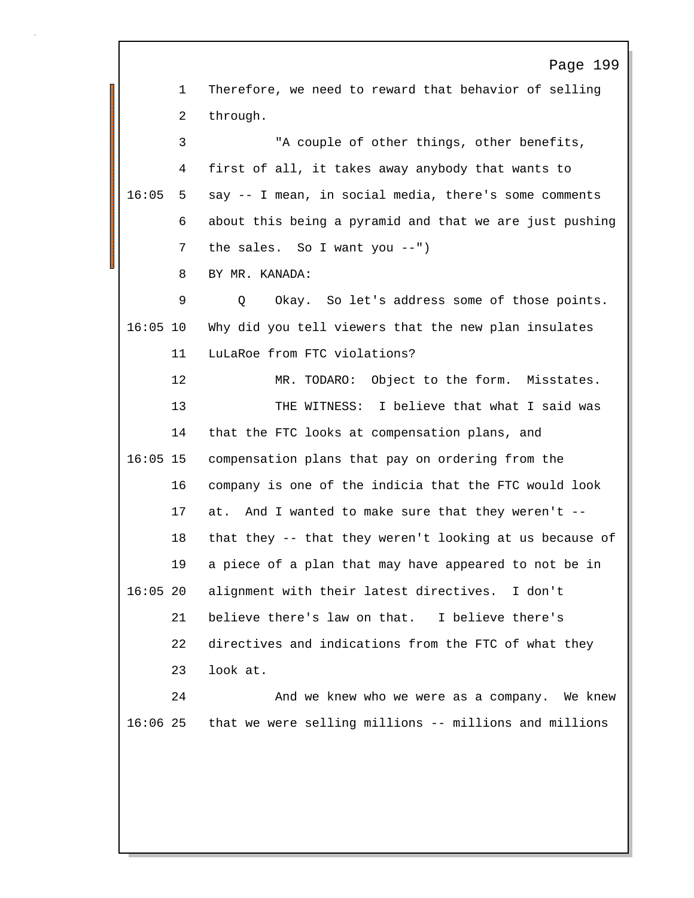1 Therefore, we need to reward that behavior of selling
2 through.
3 "A couple of other things, other benefits,
4 first of all, it takes away anybody that wants to
16:05 5 say -- I mean, in social media, there's some comments
6 about this being a pyramid and that we are just pushing
7 the sales. So I want you --")
8 BY MR. KANADA:
9 Q Okay. So let's address some of those points.
16:05 10 Why did you tell viewers that the new plan insulates
11 LuLaRoe from FTC violations?
12 MR. TODARO: Object to the form. Misstates.
13 THE WITNESS: I believe that what I said was
14 that the FTC looks at compensation plans, and
16:05 15 compensation plans that pay on ordering from the
16 company is one of the indicia that the FTC would look
17 at. And I wanted to make sure that they weren't --
18 that they -- that they weren't looking at us because of
19 a piece of a plan that may have appeared to not be in
16:05 20 alignment with their latest directives. I don't
21 believe there's law on that. I believe there's
22 directives and indications from the FTC of what they
23 look at.
24 And we knew who we were as a company. We knew
16:06 25 that we were selling millions -- millions and millions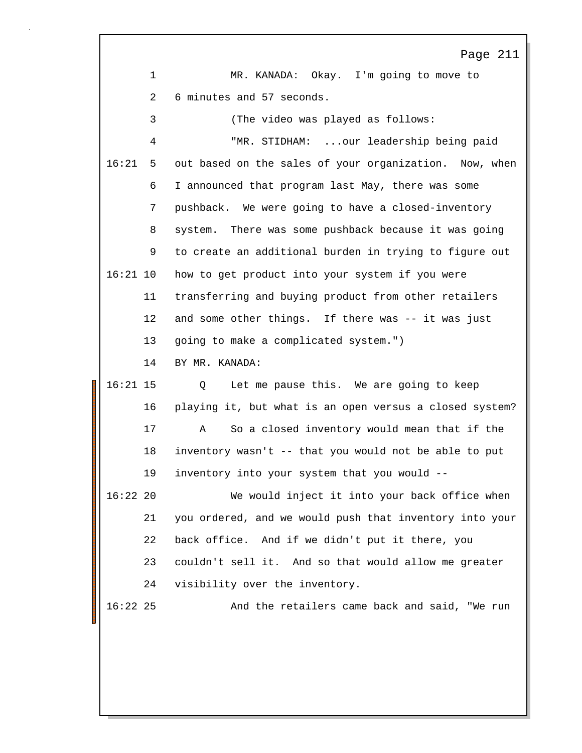MR. KANADA: Okay. I'm going to move to 6 minutes and 57 seconds.

(The video was played as follows:

"MR. STIDHAM: ...our leadership being paid out based on the sales of your organization. Now, when I announced that program last May, there was some pushback. We were going to have a closed-inventory system. There was some pushback because it was going to create an additional burden in trying to figure out how to get product into your system if you were transferring and buying product from other retailers and some other things. If there was -- it was just going to make a complicated system.")

BY MR. KANADA:

Q Let me pause this. We are going to keep playing it, but what is an open versus a closed system?

A So a closed inventory would mean that if the inventory wasn't -- that you would not be able to put inventory into your system that you would --

We would inject it into your back office when you ordered, and we would push that inventory into your back office. And if we didn't put it there, you couldn't sell it. And so that would allow me greater visibility over the inventory.

And the retailers came back and said, "We run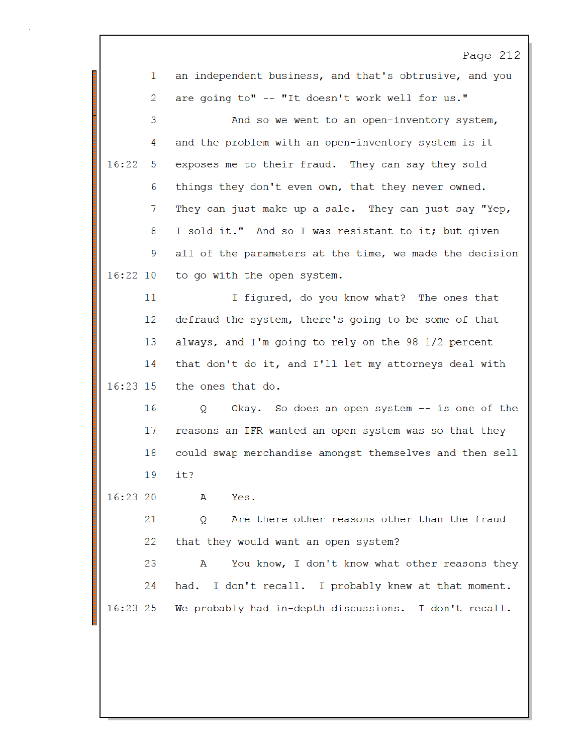1 an independent business, and that's obtrusive, and you
2 are going to" -- "It doesn't work well for us."
3 And so we went to an open-inventory system,
4 and the problem with an open-inventory system is it
16:22 5 exposes me to their fraud. They can say they sold
6 things they don't even own, that they never owned.
7 They can just make up a sale. They can just say "Yep,
8 I sold it." And so I was resistant to it; but given
9 all of the parameters at the time, we made the decision
16:22 10 to go with the open system.
11 I figured, do you know what? The ones that
12 defraud the system, there's going to be some of that
13 always, and I'm going to rely on the 98 1/2 percent
14 that don't do it, and I'll let my attorneys deal with
16:23 15 the ones that do.
16 Q Okay. So does an open system -- is one of the
17 reasons an IFR wanted an open system was so that they
18 could swap merchandise amongst themselves and then sell
19 it?
16:23 20 A Yes.
21 Q Are there other reasons other than the fraud
22 that they would want an open system?
23 A You know, I don't know what other reasons they
24 had. I don't recall. I probably knew at that moment.
16:23 25 We probably had in-depth discussions. I don't recall.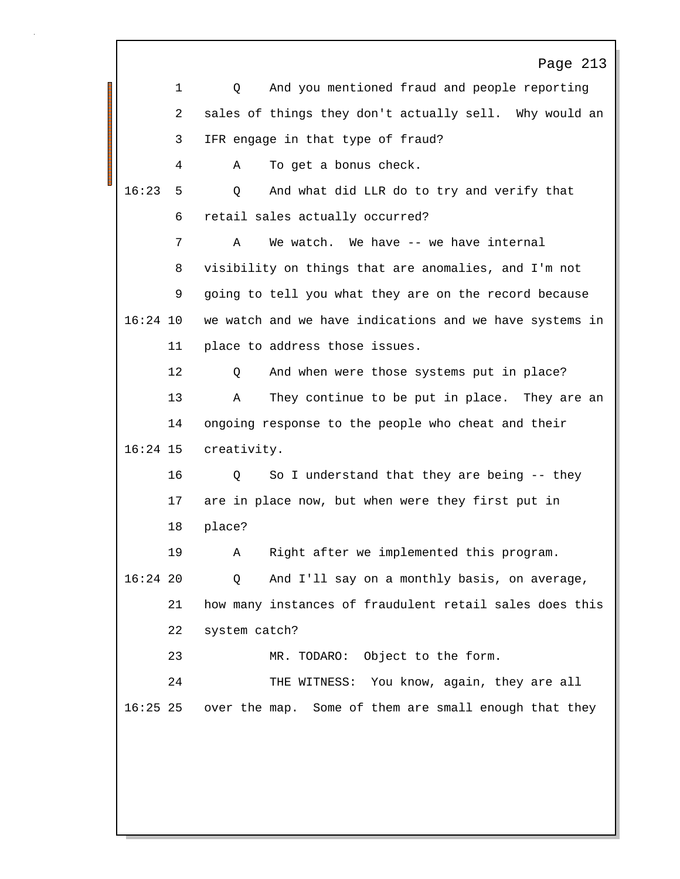Q And you mentioned fraud and people reporting sales of things they don't actually sell. Why would an IFR engage in that type of fraud?

A To get a bonus check.

Q And what did LLR do to try and verify that retail sales actually occurred?

A We watch. We have -- we have internal visibility on things that are anomalies, and I'm not going to tell you what they are on the record because we watch and we have indications and we have systems in place to address those issues.

Q And when were those systems put in place?

A They continue to be put in place. They are an ongoing response to the people who cheat and their creativity.

Q So I understand that they are being -- they are in place now, but when were they first put in place?

A Right after we implemented this program.

Q And I'll say on a monthly basis, on average, how many instances of fraudulent retail sales does this system catch?

MR. TODARO: Object to the form.

THE WITNESS: You know, again, they are all over the map. Some of them are small enough that they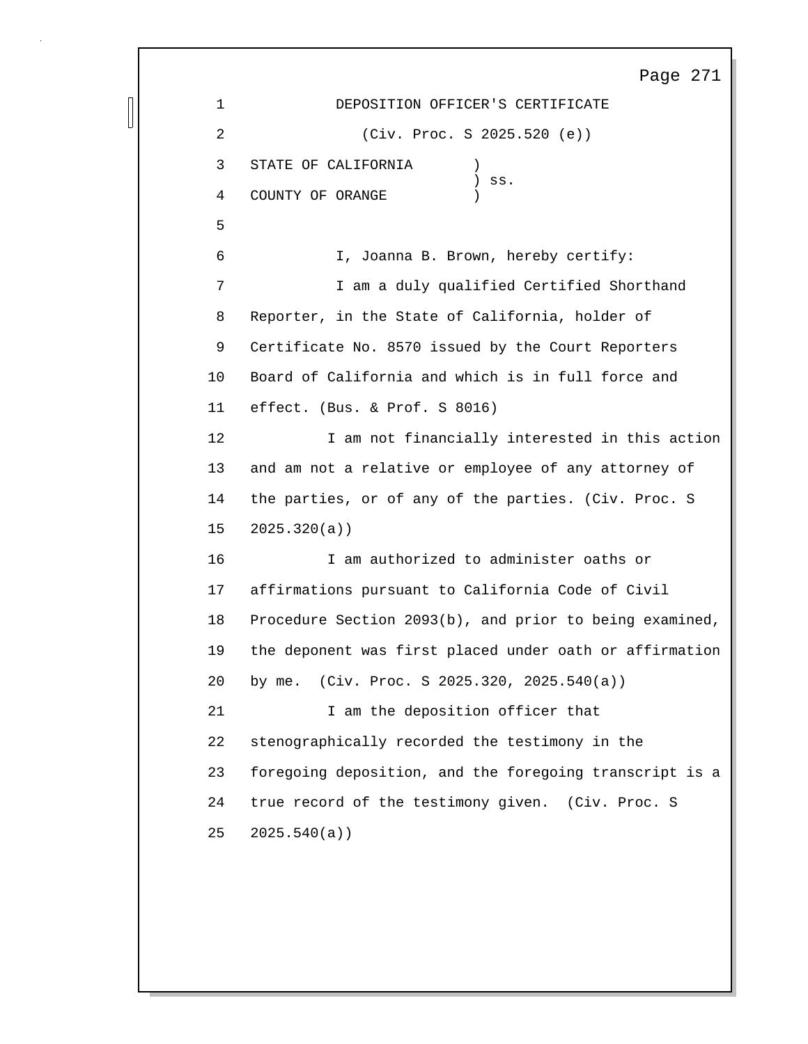# DEPOSITION OFFICER'S CERTIFICATE

(Civ. Proc. S 2025.520 (e))

STATE OF CALIFORNIA )
) ss.
COUNTY OF ORANGE )

I, Joanna B. Brown, hereby certify:

I am a duly qualified Certified Shorthand Reporter, in the State of California, holder of Certificate No. 8570 issued by the Court Reporters Board of California and which is in full force and effect. (Bus. & Prof. S 8016)

I am not financially interested in this action and am not a relative or employee of any attorney of the parties, or of any of the parties. (Civ. Proc. S 2025.320(a))

I am authorized to administer oaths or affirmations pursuant to California Code of Civil Procedure Section 2093(b), and prior to being examined, the deponent was first placed under oath or affirmation by me. (Civ. Proc. S 2025.320, 2025.540(a))

I am the deposition officer that stenographically recorded the testimony in the foregoing deposition, and the foregoing transcript is a true record of the testimony given. (Civ. Proc. S 2025.540(a))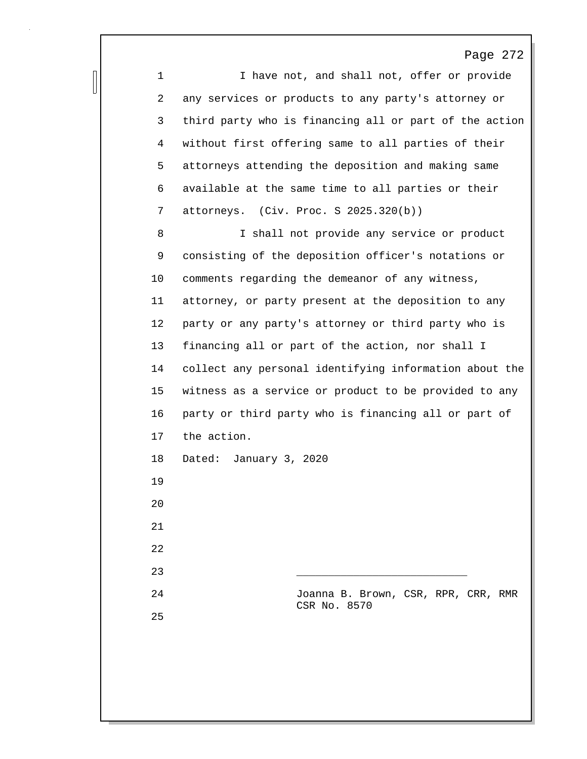I have not, and shall not, offer or provide any services or products to any party's attorney or third party who is financing all or part of the action without first offering same to all parties of their attorneys attending the deposition and making same available at the same time to all parties or their attorneys. (Civ. Proc. S 2025.320(b))

I shall not provide any service or product consisting of the deposition officer's notations or comments regarding the demeanor of any witness, attorney, or party present at the deposition to any party or any party's attorney or third party who is financing all or part of the action, nor shall I collect any personal identifying information about the witness as a service or product to be provided to any party or third party who is financing all or part of the action.

Dated: January 3, 2020

\_\_\_\_\_\_\_\_\_\_\_\_\_\_\_\_\_\_\_\_\_\_\_\_\_\_\_

Joanna B. Brown, CSR, RPR, CRR, RMR
CSR No. 8570